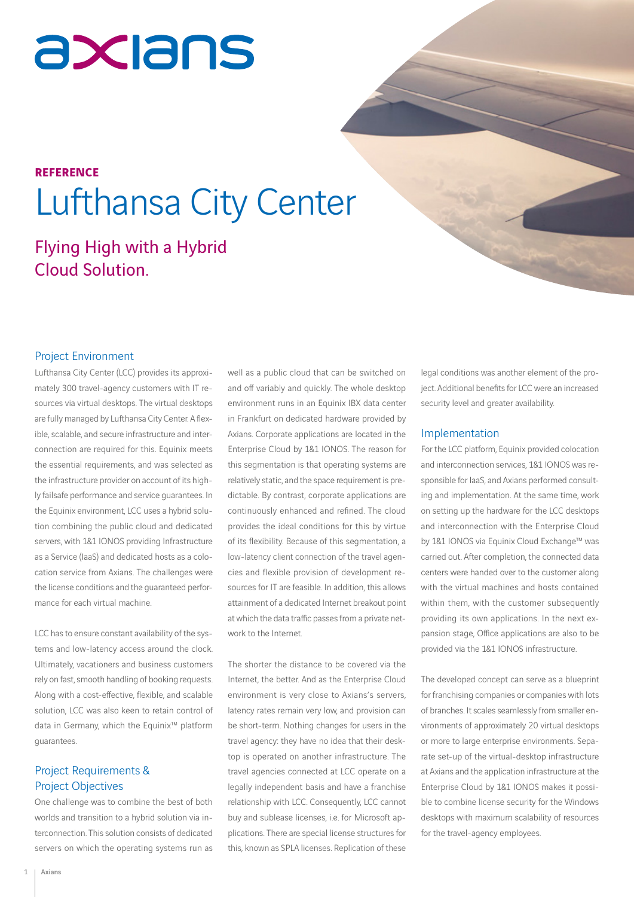axians

**REFERENCE**

# Lufthansa City Center

## Flying High with a Hybrid Cloud Solution.

### Project Environment

Lufthansa City Center (LCC) provides its approximately 300 travel-agency customers with IT resources via virtual desktops. The virtual desktops are fully managed by Lufthansa City Center. A flexible, scalable, and secure infrastructure and interconnection are required for this. Equinix meets the essential requirements, and was selected as the infrastructure provider on account of its highly failsafe performance and service guarantees. In the Equinix environment, LCC uses a hybrid solution combining the public cloud and dedicated servers, with 1&1 IONOS providing Infrastructure as a Service (IaaS) and dedicated hosts as a colocation service from Axians. The challenges were the license conditions and the guaranteed performance for each virtual machine.

LCC has to ensure constant availability of the systems and low-latency access around the clock. Ultimately, vacationers and business customers rely on fast, smooth handling of booking requests. Along with a cost-effective, flexible, and scalable solution, LCC was also keen to retain control of data in Germany, which the Equinix™ platform guarantees.

### Project Requirements & Project Objectives

One challenge was to combine the best of both worlds and transition to a hybrid solution via interconnection. This solution consists of dedicated servers on which the operating systems run as well as a public cloud that can be switched on and off variably and quickly. The whole desktop environment runs in an Equinix IBX data center in Frankfurt on dedicated hardware provided by Axians. Corporate applications are located in the Enterprise Cloud by 1&1 IONOS. The reason for this segmentation is that operating systems are relatively static, and the space requirement is predictable. By contrast, corporate applications are continuously enhanced and refined. The cloud provides the ideal conditions for this by virtue of its flexibility. Because of this segmentation, a low-latency client connection of the travel agencies and flexible provision of development resources for IT are feasible. In addition, this allows attainment of a dedicated Internet breakout point at which the data traffic passes from a private network to the Internet.

The shorter the distance to be covered via the Internet, the better. And as the Enterprise Cloud environment is very close to Axians's servers, latency rates remain very low, and provision can be short-term. Nothing changes for users in the travel agency: they have no idea that their desktop is operated on another infrastructure. The travel agencies connected at LCC operate on a legally independent basis and have a franchise relationship with LCC. Consequently, LCC cannot buy and sublease licenses, i.e. for Microsoft applications. There are special license structures for this, known as SPLA licenses. Replication of these legal conditions was another element of the project. Additional benefits for LCC were an increased security level and greater availability.

### Implementation

For the LCC platform, Equinix provided colocation and interconnection services, 1&1 IONOS was responsible for IaaS, and Axians performed consulting and implementation. At the same time, work on setting up the hardware for the LCC desktops and interconnection with the Enterprise Cloud by 1&1 IONOS via Equinix Cloud Exchange™ was carried out. After completion, the connected data centers were handed over to the customer along with the virtual machines and hosts contained within them, with the customer subsequently providing its own applications. In the next expansion stage, Office applications are also to be provided via the 1&1 IONOS infrastructure.

The developed concept can serve as a blueprint for franchising companies or companies with lots of branches. It scales seamlessly from smaller environments of approximately 20 virtual desktops or more to large enterprise environments. Separate set-up of the virtual-desktop infrastructure at Axians and the application infrastructure at the Enterprise Cloud by 1&1 IONOS makes it possible to combine license security for the Windows desktops with maximum scalability of resources for the travel-agency employees.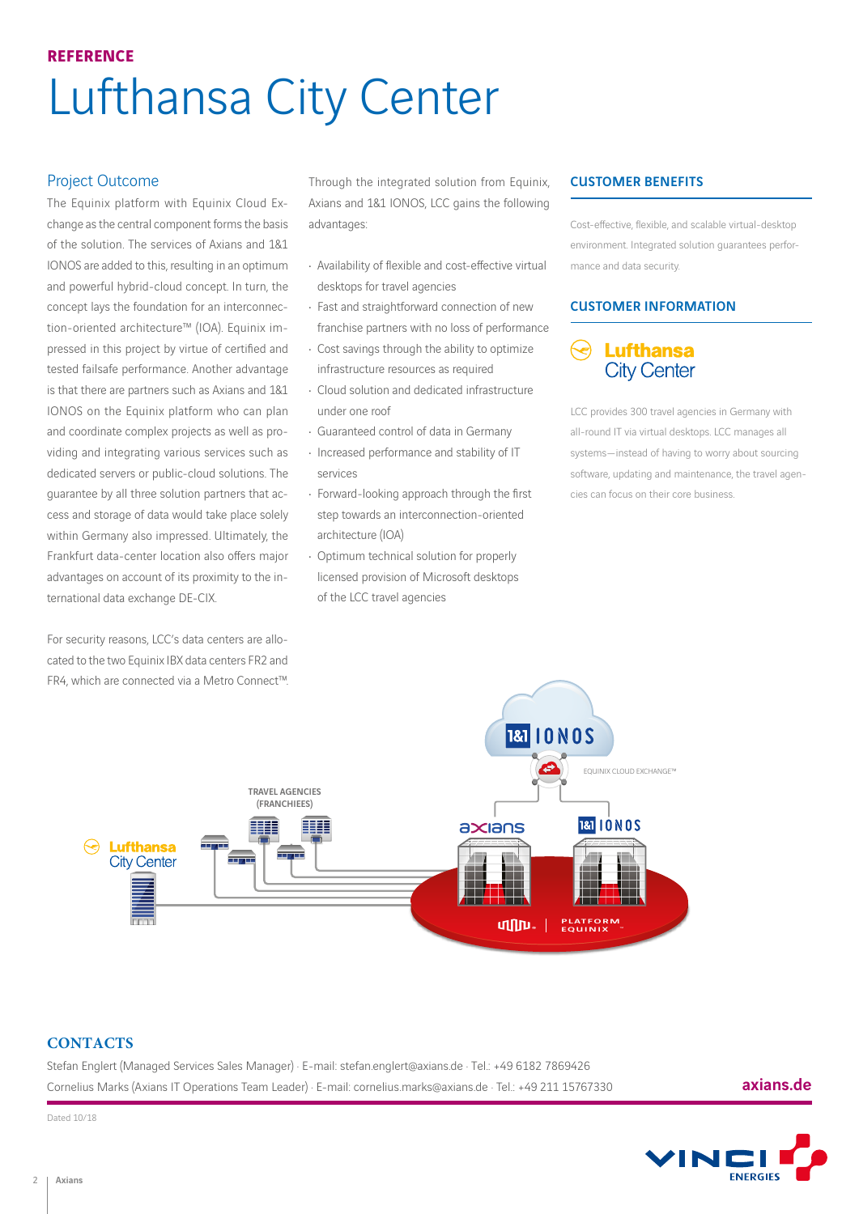**REFERENCE**

# Lufthansa City Center

## Project Outcome

The Equinix platform with Equinix Cloud Exchange as the central component forms the basis of the solution. The services of Axians and 1&1 IONOS are added to this, resulting in an optimum and powerful hybrid-cloud concept. In turn, the concept lays the foundation for an interconnection-oriented architecture™ (IOA). Equinix impressed in this project by virtue of certified and tested failsafe performance. Another advantage is that there are partners such as Axians and 1&1 IONOS on the Equinix platform who can plan and coordinate complex projects as well as providing and integrating various services such as dedicated servers or public-cloud solutions. The guarantee by all three solution partners that access and storage of data would take place solely within Germany also impressed. Ultimately, the Frankfurt data-center location also offers major advantages on account of its proximity to the international data exchange DE-CIX.

For security reasons, LCC's data centers are allocated to the two Equinix IBX data centers FR2 and FR4, which are connected via a Metro Connect™.

Through the integrated solution from Equinix, Axians and 1&1 IONOS, LCC gains the following advantages:

- Availability of flexible and cost-effective virtual desktops for travel agencies
- Fast and straightforward connection of new franchise partners with no loss of performance
- Cost savings through the ability to optimize infrastructure resources as required
- Cloud solution and dedicated infrastructure under one roof
- Guaranteed control of data in Germany
- Increased performance and stability of IT services
- Forward-looking approach through the first step towards an interconnection-oriented architecture (IOA)
- Optimum technical solution for properly licensed provision of Microsoft desktops of the LCC travel agencies

## CUSTOMER BENEFITS

Cost-effective, flexible, and scalable virtual-desktop environment. Integrated solution guarantees performance and data security.

## CUSTOMER INFORMATION

Lufthansa City Center

LCC provides 300 travel agencies in Germany with all-round IT via virtual desktops. LCC manages all systems—instead of having to worry about sourcing software, updating and maintenance, the travel agencies can focus on their core business.

1&1 IONOS

EQUINIX CLOUD EXCHANGE™

TRAVEL AGENCIES (FRANCHIEES)

Lufthansa City Center

axians

1&1 IONOS

PLATFORM EQUINIX

## CONTACTS

Stefan Englert (Managed Services Sales Manager) · E-mail: stefan.englert@axians.de · Tel.: +49 6182 7869426
Cornelius Marks (Axians IT Operations Team Leader) · E-mail: cornelius.marks@axians.de · Tel.: +49 211 15767330

axians.de

Dated 10/18

VINCI ENERGIES